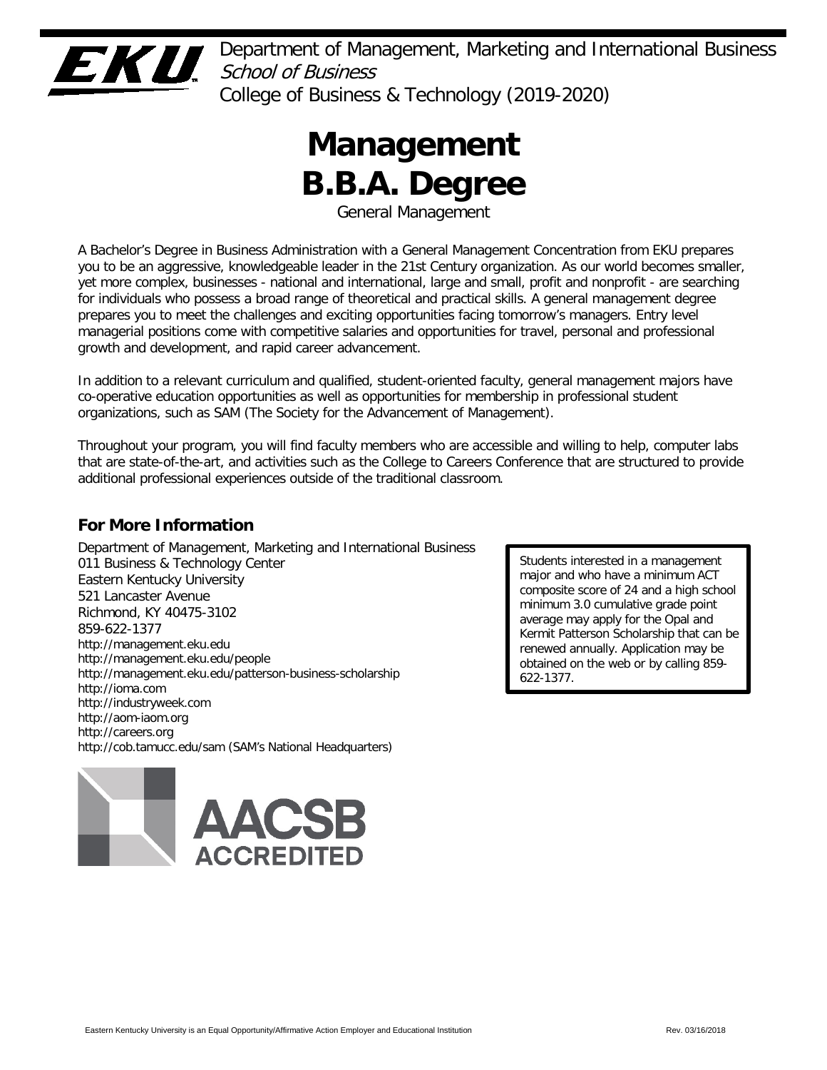Department of Management, Marketing and International Business
*School of Business*
College of Business & Technology (2019-2020)

# Management B.B.A. Degree

General Management

A Bachelor's Degree in Business Administration with a General Management Concentration from EKU prepares you to be an aggressive, knowledgeable leader in the 21st Century organization. As our world becomes smaller, yet more complex, businesses - national and international, large and small, profit and nonprofit - are searching for individuals who possess a broad range of theoretical and practical skills. A general management degree prepares you to meet the challenges and exciting opportunities facing tomorrow's managers. Entry level managerial positions come with competitive salaries and opportunities for travel, personal and professional growth and development, and rapid career advancement.

In addition to a relevant curriculum and qualified, student-oriented faculty, general management majors have co-operative education opportunities as well as opportunities for membership in professional student organizations, such as SAM (The Society for the Advancement of Management).

Throughout your program, you will find faculty members who are accessible and willing to help, computer labs that are state-of-the-art, and activities such as the College to Careers Conference that are structured to provide additional professional experiences outside of the traditional classroom.

## For More Information

Department of Management, Marketing and International Business
011 Business & Technology Center
Eastern Kentucky University
521 Lancaster Avenue
Richmond, KY 40475-3102
859-622-1377
http://management.eku.edu
http://management.eku.edu/people
http://management.eku.edu/patterson-business-scholarship
http://ioma.com
http://industryweek.com
http://aom-iaom.org
http://careers.org
http://cob.tamucc.edu/sam (SAM's National Headquarters)

Students interested in a management major and who have a minimum ACT composite score of 24 and a high school minimum 3.0 cumulative grade point average may apply for the Opal and Kermit Patterson Scholarship that can be renewed annually. Application may be obtained on the web or by calling 859-622-1377.

AACSB ACCREDITED

Eastern Kentucky University is an Equal Opportunity/Affirmative Action Employer and Educational Institution

Rev. 03/16/2018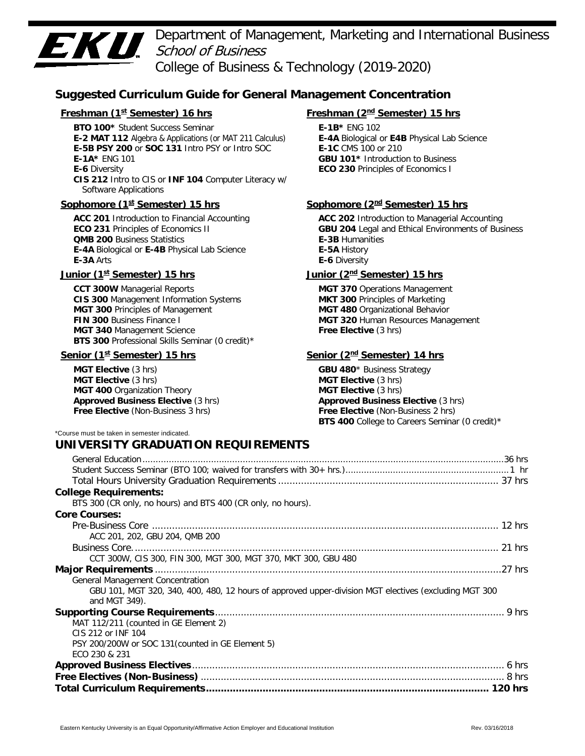Department of Management, Marketing and International Business
*School of Business*
College of Business & Technology (2019-2020)

## Suggested Curriculum Guide for General Management Concentration

### Freshman (1st Semester) 16 hrs

**BTO 100*** Student Success Seminar
**E-2 MAT 112** Algebra & Applications (or MAT 211 Calculus)
**E-5B PSY 200** or **SOC 131** Intro PSY or Intro SOC
**E-1A*** ENG 101
**E-6** Diversity
**CIS 212** Intro to CIS or **INF 104** Computer Literacy w/ Software Applications

### Freshman (2nd Semester) 15 hrs

**E-1B*** ENG 102
**E-4A** Biological or **E4B** Physical Lab Science
**E-1C** CMS 100 or 210
**GBU 101*** Introduction to Business
**ECO 230** Principles of Economics I

### Sophomore (1st Semester) 15 hrs

**ACC 201** Introduction to Financial Accounting
**ECO 231** Principles of Economics II
**QMB 200** Business Statistics
**E-4A** Biological or **E-4B** Physical Lab Science
**E-3A** Arts

### Sophomore (2nd Semester) 15 hrs

**ACC 202** Introduction to Managerial Accounting
**GBU 204** Legal and Ethical Environments of Business
**E-3B** Humanities
**E-5A** History
**E-6** Diversity

### Junior (1st Semester) 15 hrs

**CCT 300W** Managerial Reports
**CIS 300** Management Information Systems
**MGT 300** Principles of Management
**FIN 300** Business Finance I
**MGT 340** Management Science
**BTS 300** Professional Skills Seminar (0 credit)*

### Junior (2nd Semester) 15 hrs

**MGT 370** Operations Management
**MKT 300** Principles of Marketing
**MGT 480** Organizational Behavior
**MGT 320** Human Resources Management
**Free Elective** (3 hrs)

### Senior (1st Semester) 15 hrs

**MGT Elective** (3 hrs)
**MGT Elective** (3 hrs)
**MGT 400** Organization Theory
**Approved Business Elective** (3 hrs)
**Free Elective** (Non-Business 3 hrs)

### Senior (2nd Semester) 14 hrs

**GBU 480*** Business Strategy
**MGT Elective** (3 hrs)
**MGT Elective** (3 hrs)
**Approved Business Elective** (3 hrs)
**Free Elective** (Non-Business 2 hrs)
**BTS 400** College to Careers Seminar (0 credit)*

*Course must be taken in semester indicated.

## UNIVERSITY GRADUATION REQUIREMENTS

General Education .......... 36 hrs
Student Success Seminar (BTO 100; waived for transfers with 30+ hrs.) .......... 1 hr
Total Hours University Graduation Requirements .......... 37 hrs

**College Requirements:**
BTS 300 (CR only, no hours) and BTS 400 (CR only, no hours).

**Core Courses:**
Pre-Business Core .......... 12 hrs
ACC 201, 202, GBU 204, QMB 200
Business Core. .......... 21 hrs
CCT 300W, CIS 300, FIN 300, MGT 300, MGT 370, MKT 300, GBU 480

**Major Requirements** .......... 27 hrs
General Management Concentration
GBU 101, MGT 320, 340, 400, 480, 12 hours of approved upper-division MGT electives (excluding MGT 300 and MGT 349).

**Supporting Course Requirements** .......... 9 hrs
MAT 112/211 (counted in GE Element 2)
CIS 212 or INF 104
PSY 200/200W or SOC 131(counted in GE Element 5)
ECO 230 & 231

**Approved Business Electives** .......... 6 hrs
**Free Electives (Non-Business)** .......... 8 hrs
**Total Curriculum Requirements** .......... **120 hrs**

Eastern Kentucky University is an Equal Opportunity/Affirmative Action Employer and Educational Institution — Rev. 03/16/2018